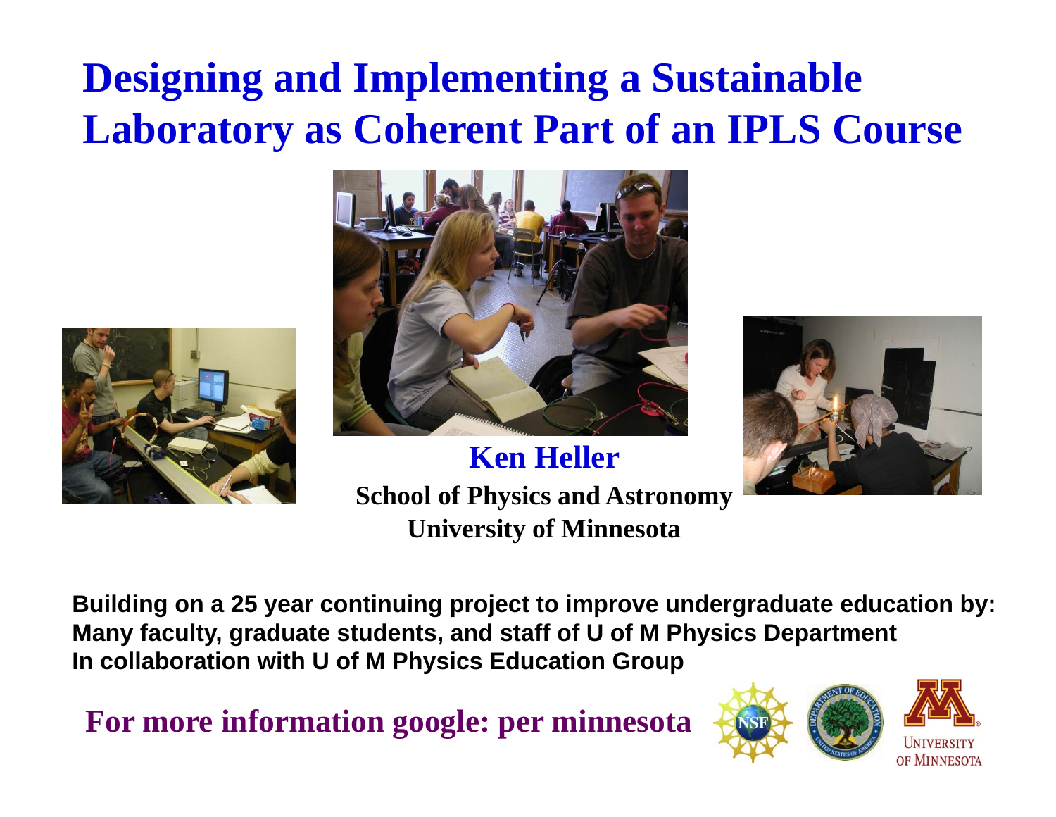# Designing and Implementing a Sustainable Laboratory as Coherent Part of an IPLS Course

**Ken Heller**

**School of Physics and Astronomy**

**University of Minnesota**

**Building on a 25 year continuing project to improve undergraduate education by:**
**Many faculty, graduate students, and staff of U of M Physics Department**
**In collaboration with U of M Physics Education Group**

**For more information google: per minnesota**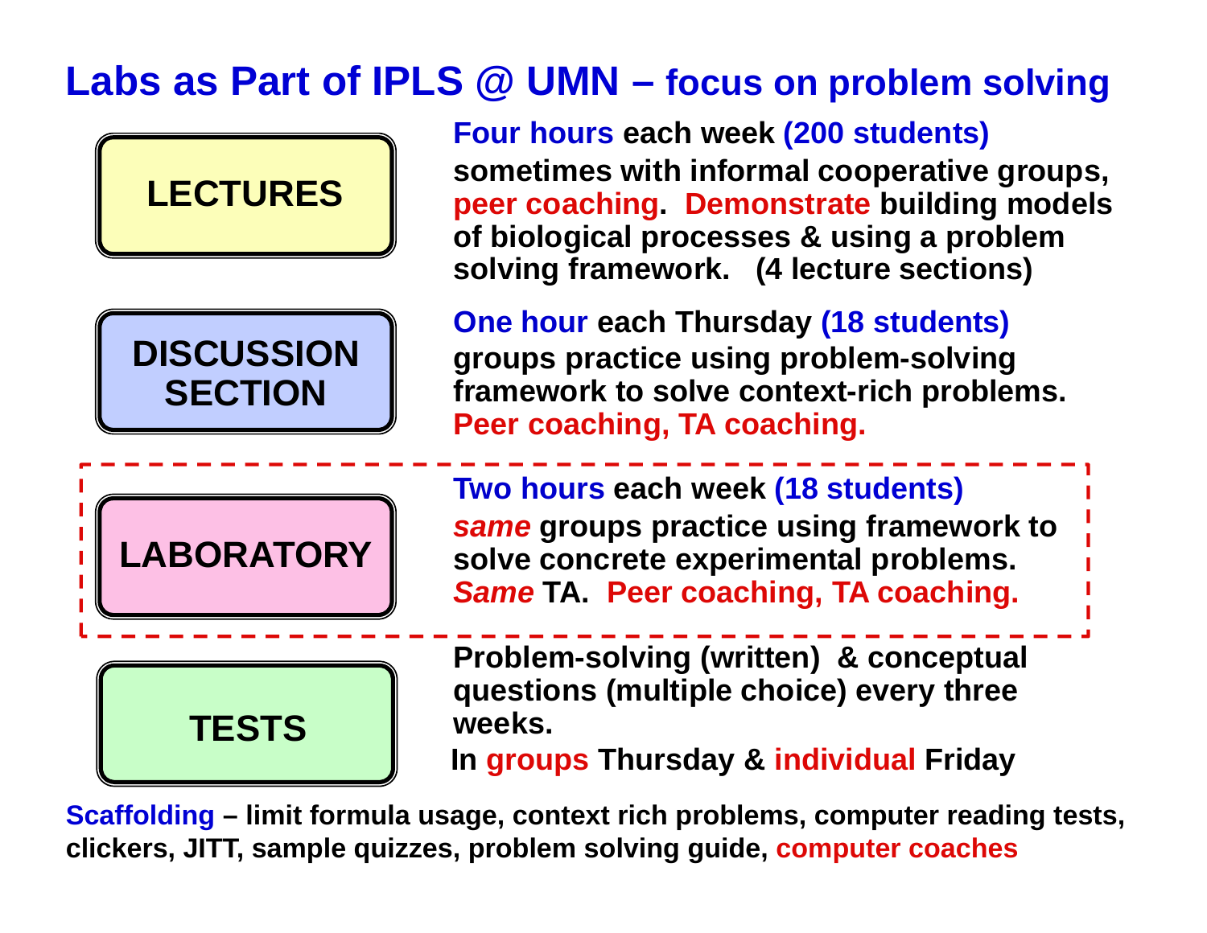# Labs as Part of IPLS @ UMN – focus on problem solving

**LECTURES**

**Four hours each week (200 students)**
**sometimes with informal cooperative groups, peer coaching. Demonstrate building models of biological processes & using a problem solving framework. (4 lecture sections)**

**DISCUSSION SECTION**

**One hour each Thursday (18 students)**
**groups practice using problem-solving framework to solve context-rich problems. Peer coaching, TA coaching.**

**LABORATORY**

**Two hours each week (18 students)**
***same* groups practice using framework to solve concrete experimental problems. *Same* TA. Peer coaching, TA coaching.**

**TESTS**

**Problem-solving (written) & conceptual questions (multiple choice) every three weeks.**
**In groups Thursday & individual Friday**

**Scaffolding – limit formula usage, context rich problems, computer reading tests, clickers, JITT, sample quizzes, problem solving guide, computer coaches**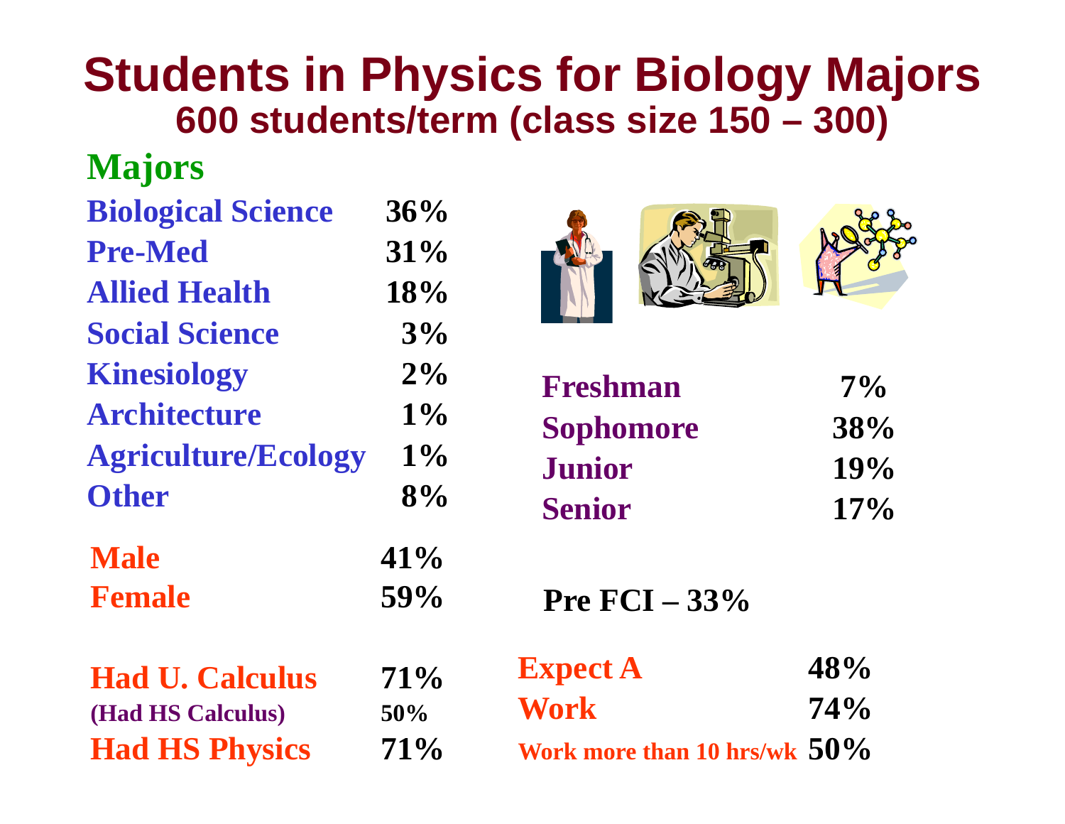# Students in Physics for Biology Majors

## 600 students/term (class size 150 – 300)

### Majors

| Major | Percent |
|---|---|
| Biological Science | 36% |
| Pre-Med | 31% |
| Allied Health | 18% |
| Social Science | 3% |
| Kinesiology | 2% |
| Architecture | 1% |
| Agriculture/Ecology | 1% |
| Other | 8% |

| Class | Percent |
|---|---|
| Freshman | 7% |
| Sophomore | 38% |
| Junior | 19% |
| Senior | 17% |

| Gender | Percent |
|---|---|
| Male | 41% |
| Female | 59% |

**Pre FCI – 33%**

| Background | Percent |
|---|---|
| Had U. Calculus | 71% |
| (Had HS Calculus) | 50% |
| Had HS Physics | 71% |

| Expectations/Work | Percent |
|---|---|
| Expect A | 48% |
| Work | 74% |
| Work more than 10 hrs/wk | 50% |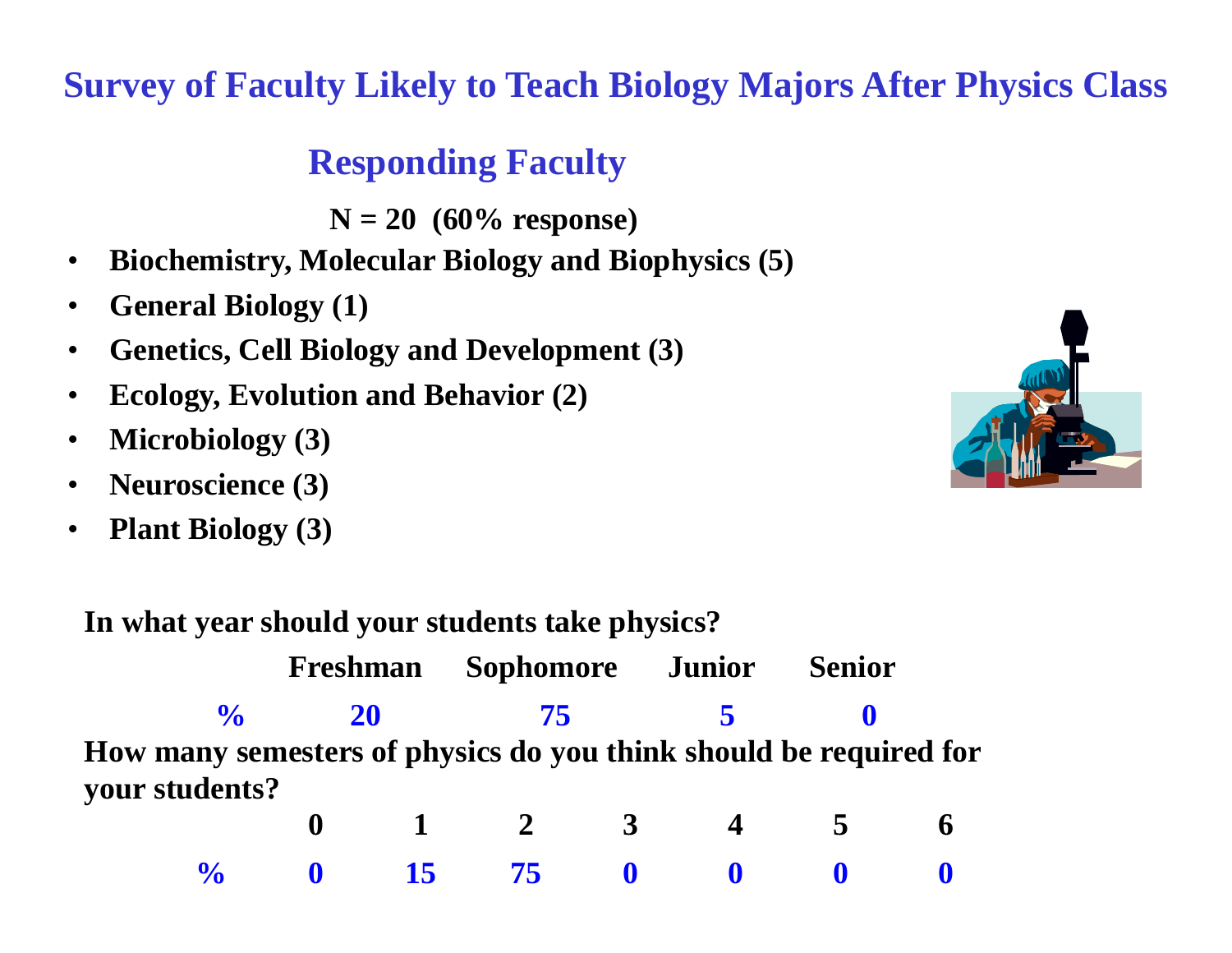# Survey of Faculty Likely to Teach Biology Majors After Physics Class

## Responding Faculty

**N = 20 (60% response)**

- **Biochemistry, Molecular Biology and Biophysics (5)**
- **General Biology (1)**
- **Genetics, Cell Biology and Development (3)**
- **Ecology, Evolution and Behavior (2)**
- **Microbiology (3)**
- **Neuroscience (3)**
- **Plant Biology (3)**

**In what year should your students take physics?**

| | Freshman | Sophomore | Junior | Senior |
|---|---|---|---|---|
| % | 20 | 75 | 5 | 0 |

**How many semesters of physics do you think should be required for your students?**

| | 0 | 1 | 2 | 3 | 4 | 5 | 6 |
|---|---|---|---|---|---|---|---|
| % | 0 | 15 | 75 | 0 | 0 | 0 | 0 |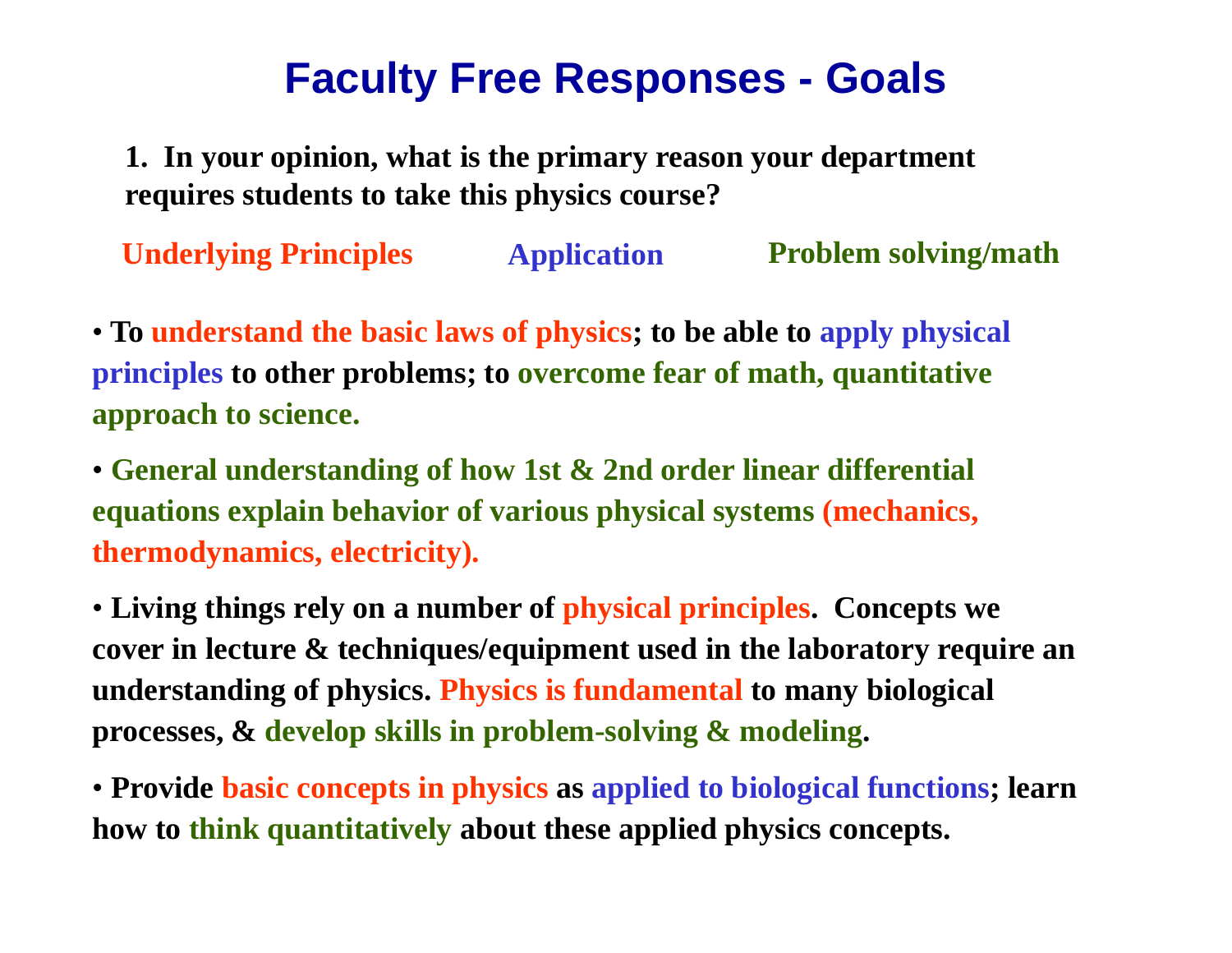# Faculty Free Responses - Goals

**1. In your opinion, what is the primary reason your department requires students to take this physics course?**

**Underlying Principles** | **Application** | **Problem solving/math**

- **To understand the basic laws of physics; to be able to apply physical principles to other problems; to overcome fear of math, quantitative approach to science.**
- **General understanding of how 1st & 2nd order linear differential equations explain behavior of various physical systems (mechanics, thermodynamics, electricity).**
- **Living things rely on a number of physical principles. Concepts we cover in lecture & techniques/equipment used in the laboratory require an understanding of physics. Physics is fundamental to many biological processes, & develop skills in problem-solving & modeling.**
- **Provide basic concepts in physics as applied to biological functions; learn how to think quantitatively about these applied physics concepts.**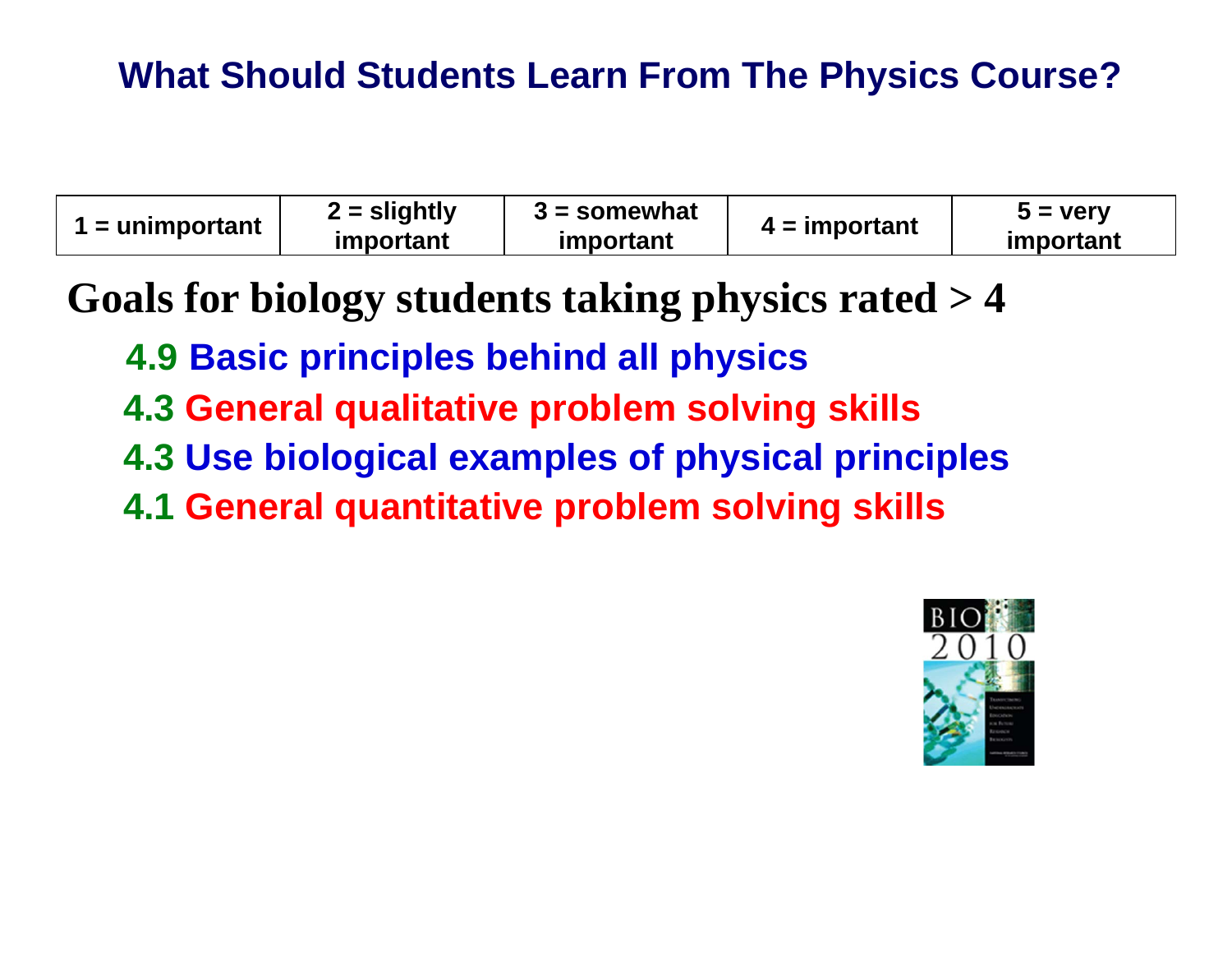# What Should Students Learn From The Physics Course?

| 1 = unimportant | 2 = slightly important | 3 = somewhat important | 4 = important | 5 = very important |
|---|---|---|---|---|

## Goals for biology students taking physics rated > 4

- 4.9 Basic principles behind all physics
- 4.3 General qualitative problem solving skills
- 4.3 Use biological examples of physical principles
- 4.1 General quantitative problem solving skills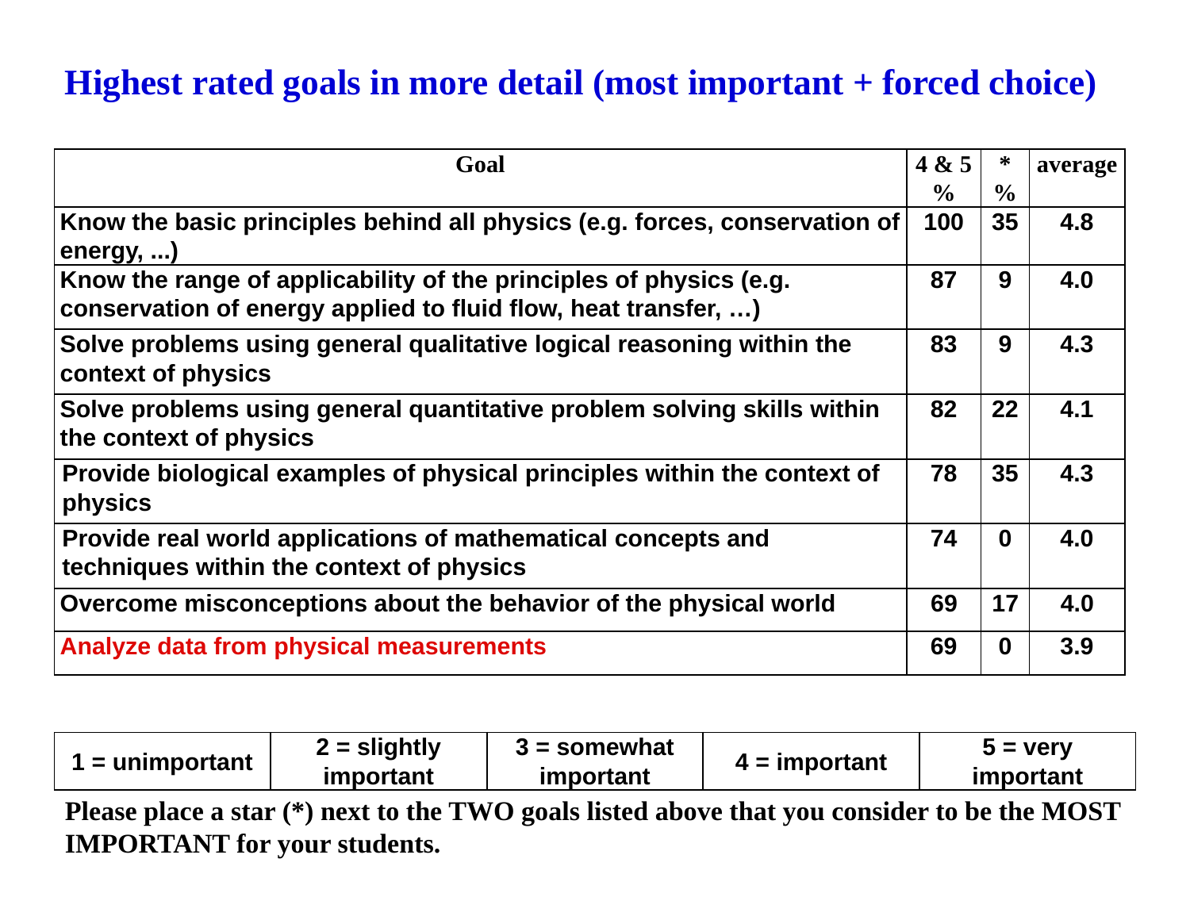# Highest rated goals in more detail (most important + forced choice)

| Goal | 4 & 5 % | * % | average |
|---|---|---|---|
| Know the basic principles behind all physics (e.g. forces, conservation of energy, ...) | 100 | 35 | 4.8 |
| Know the range of applicability of the principles of physics (e.g. conservation of energy applied to fluid flow, heat transfer, …) | 87 | 9 | 4.0 |
| Solve problems using general qualitative logical reasoning within the context of physics | 83 | 9 | 4.3 |
| Solve problems using general quantitative problem solving skills within the context of physics | 82 | 22 | 4.1 |
| Provide biological examples of physical principles within the context of physics | 78 | 35 | 4.3 |
| Provide real world applications of mathematical concepts and techniques within the context of physics | 74 | 0 | 4.0 |
| Overcome misconceptions about the behavior of the physical world | 69 | 17 | 4.0 |
| Analyze data from physical measurements | 69 | 0 | 3.9 |

| 1 = unimportant | 2 = slightly important | 3 = somewhat important | 4 = important | 5 = very important |
|---|---|---|---|---|

**Please place a star (*) next to the TWO goals listed above that you consider to be the MOST IMPORTANT for your students.**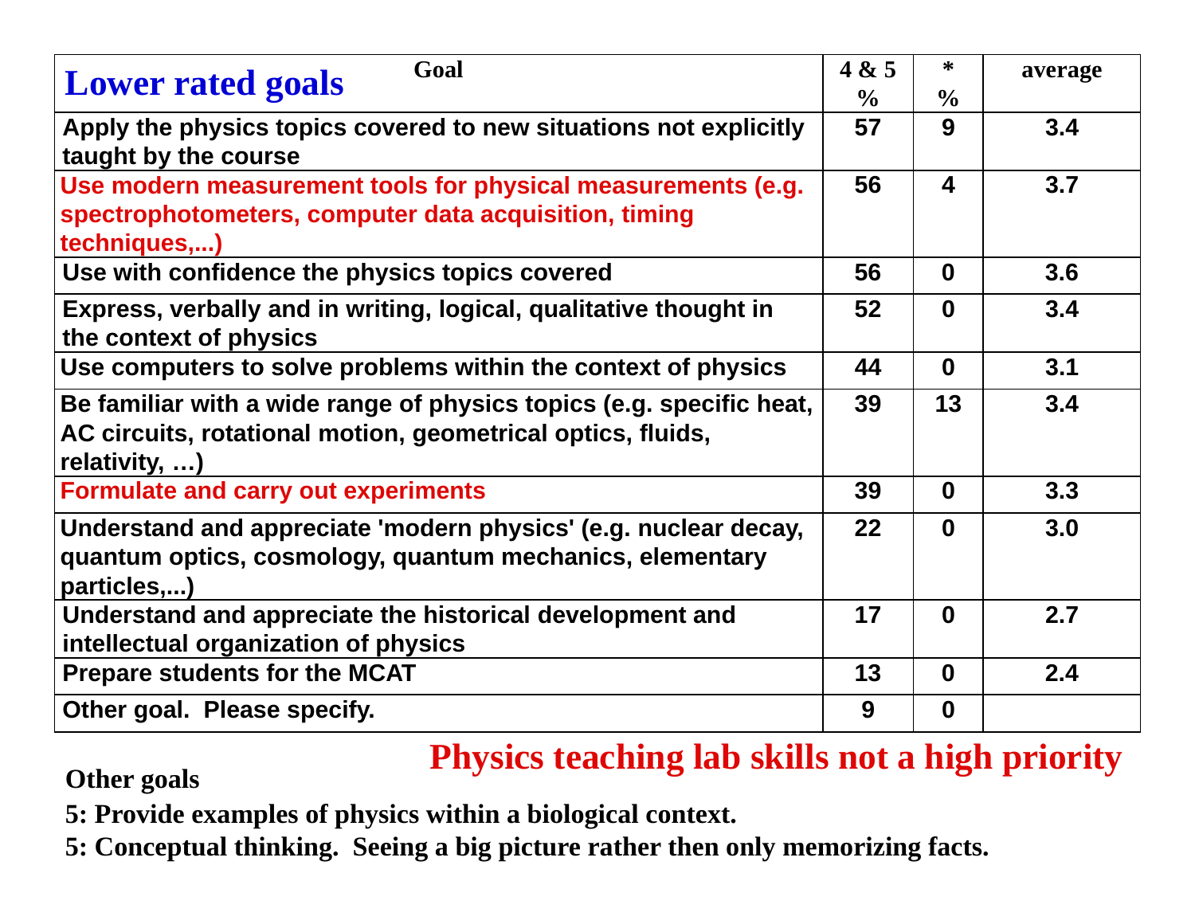## Lower rated goals

| Goal | 4 & 5 % | * % | average |
|---|---|---|---|
| Apply the physics topics covered to new situations not explicitly taught by the course | 57 | 9 | 3.4 |
| Use modern measurement tools for physical measurements (e.g. spectrophotometers, computer data acquisition, timing techniques,...) | 56 | 4 | 3.7 |
| Use with confidence the physics topics covered | 56 | 0 | 3.6 |
| Express, verbally and in writing, logical, qualitative thought in the context of physics | 52 | 0 | 3.4 |
| Use computers to solve problems within the context of physics | 44 | 0 | 3.1 |
| Be familiar with a wide range of physics topics (e.g. specific heat, AC circuits, rotational motion, geometrical optics, fluids, relativity, …) | 39 | 13 | 3.4 |
| Formulate and carry out experiments | 39 | 0 | 3.3 |
| Understand and appreciate 'modern physics' (e.g. nuclear decay, quantum optics, cosmology, quantum mechanics, elementary particles,...) | 22 | 0 | 3.0 |
| Understand and appreciate the historical development and intellectual organization of physics | 17 | 0 | 2.7 |
| Prepare students for the MCAT | 13 | 0 | 2.4 |
| Other goal. Please specify. | 9 | 0 | |

**Physics teaching lab skills not a high priority**

**Other goals**

**5: Provide examples of physics within a biological context.**

**5: Conceptual thinking. Seeing a big picture rather then only memorizing facts.**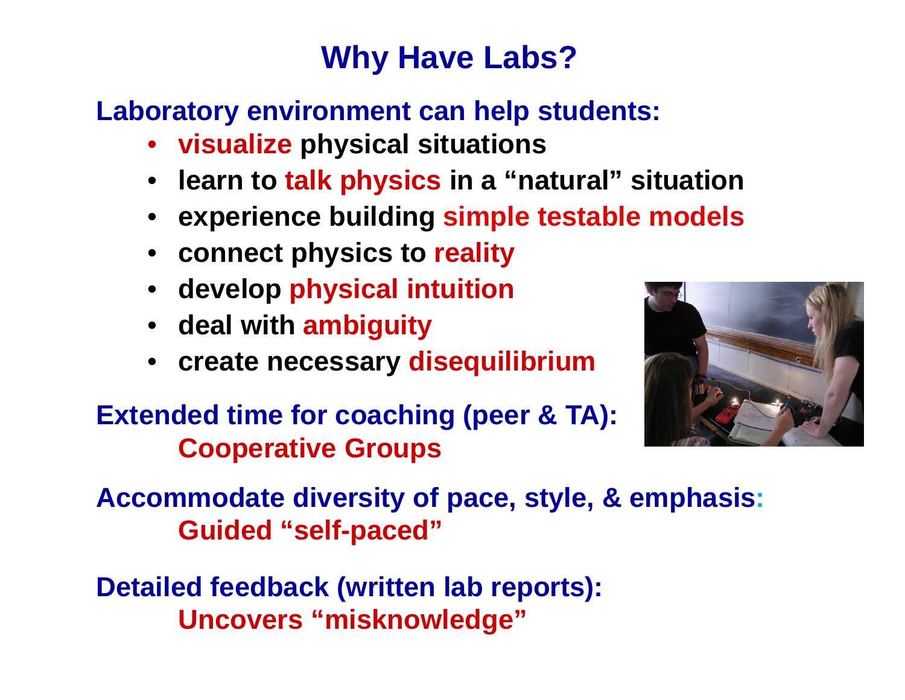# Why Have Labs?

**Laboratory environment can help students:**

- **visualize physical situations**
- **learn to talk physics in a “natural” situation**
- **experience building simple testable models**
- **connect physics to reality**
- **develop physical intuition**
- **deal with ambiguity**
- **create necessary disequilibrium**

**Extended time for coaching (peer & TA):**
**Cooperative Groups**

**Accommodate diversity of pace, style, & emphasis:**
**Guided “self-paced”**

**Detailed feedback (written lab reports):**
**Uncovers “misknowledge”**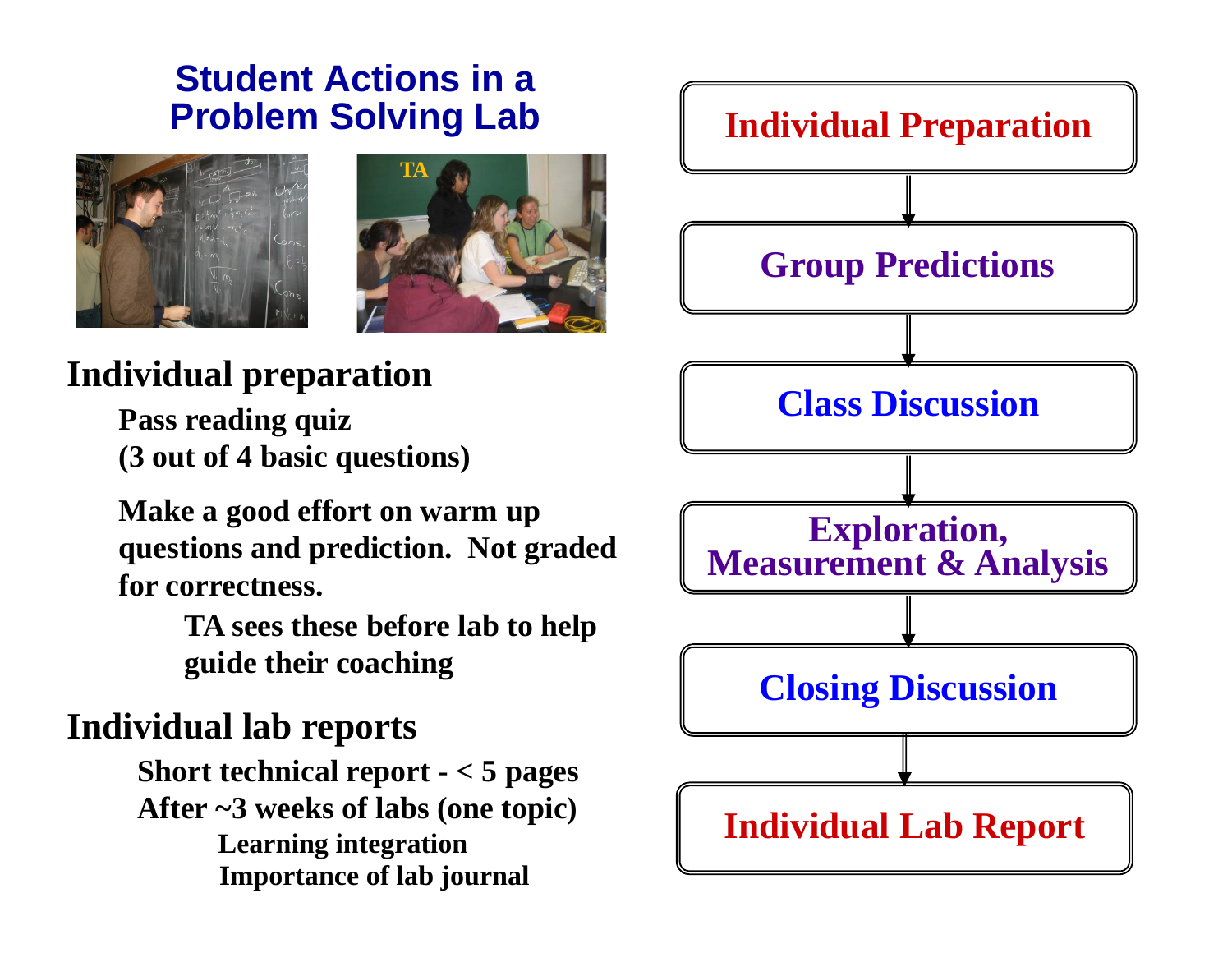# Student Actions in a Problem Solving Lab

## Individual preparation

Pass reading quiz
(3 out of 4 basic questions)

Make a good effort on warm up questions and prediction. Not graded for correctness.

- TA sees these before lab to help guide their coaching

## Individual lab reports

Short technical report - < 5 pages
After ~3 weeks of labs (one topic)

- Learning integration
- Importance of lab journal

---

**Individual Preparation**
↓
**Group Predictions**
↓
**Class Discussion**
↓
**Exploration, Measurement & Analysis**
↓
**Closing Discussion**
↓
**Individual Lab Report**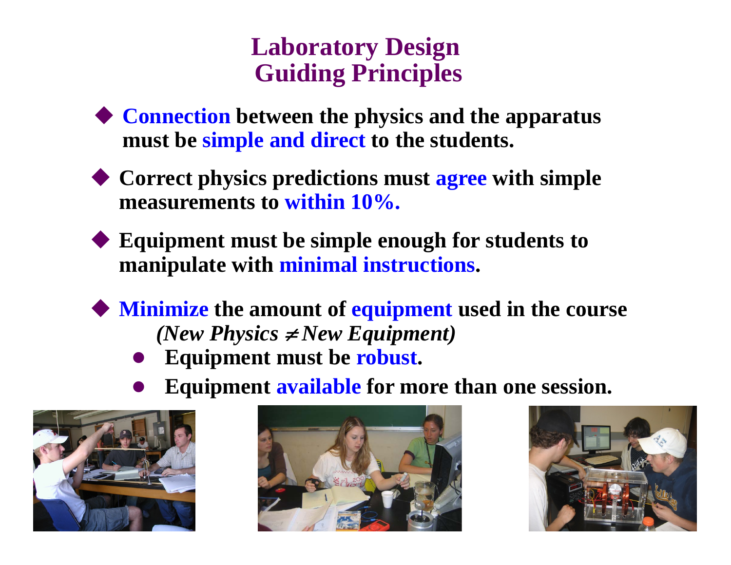# Laboratory Design Guiding Principles

- **Connection between the physics and the apparatus must be simple and direct to the students.**
- **Correct physics predictions must agree with simple measurements to within 10%.**
- **Equipment must be simple enough for students to manipulate with minimal instructions.**
- **Minimize the amount of equipment used in the course**
  ***(New Physics ≠ New Equipment)***
  - **Equipment must be robust.**
  - **Equipment available for more than one session.**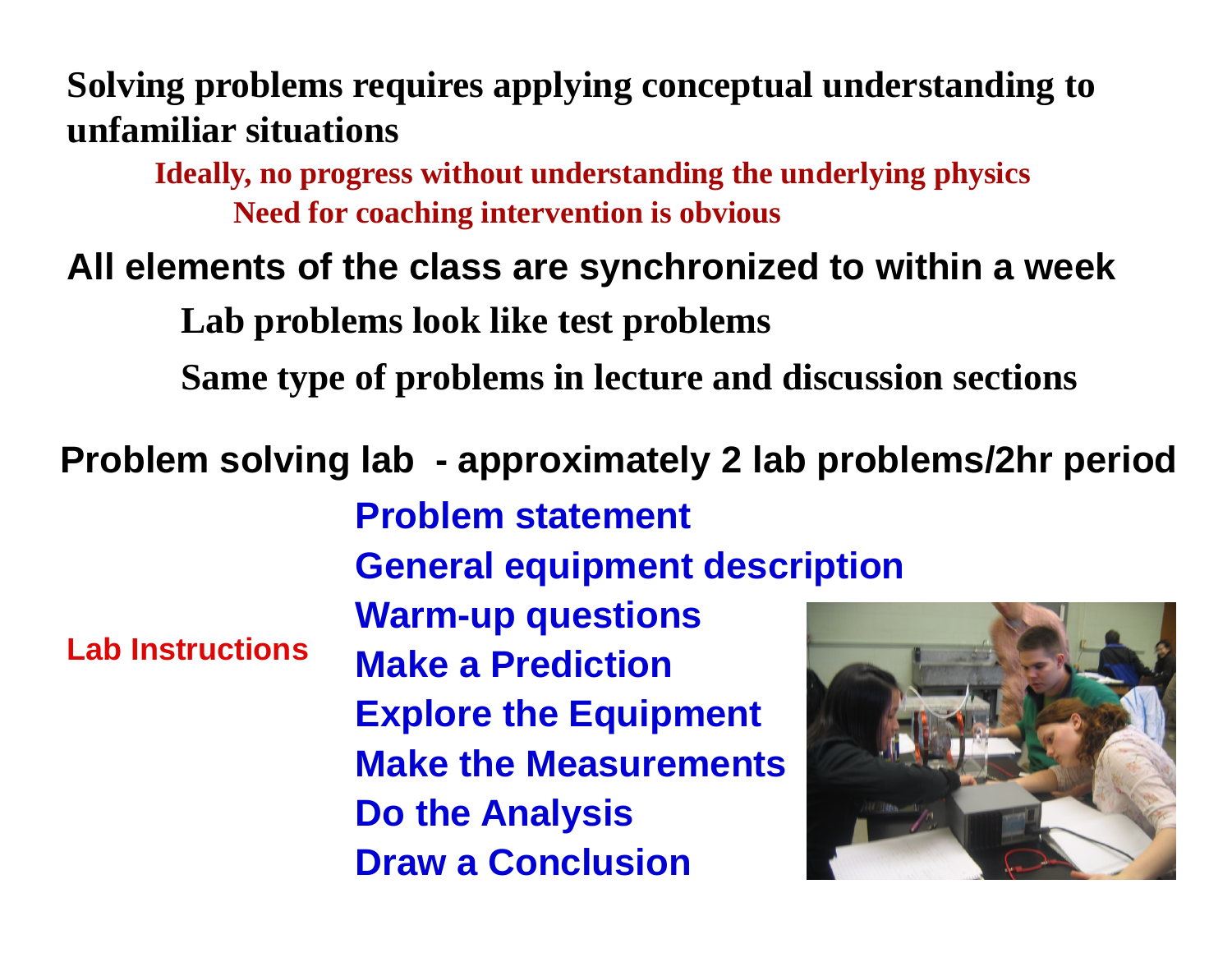**Solving problems requires applying conceptual understanding to unfamiliar situations**

- **Ideally, no progress without understanding the underlying physics**
  - **Need for coaching intervention is obvious**

**All elements of the class are synchronized to within a week**

- **Lab problems look like test problems**
- **Same type of problems in lecture and discussion sections**

**Problem solving lab - approximately 2 lab problems/2hr period**

**Lab Instructions**

- **Problem statement**
- **General equipment description**
- **Warm-up questions**
- **Make a Prediction**
- **Explore the Equipment**
- **Make the Measurements**
- **Do the Analysis**
- **Draw a Conclusion**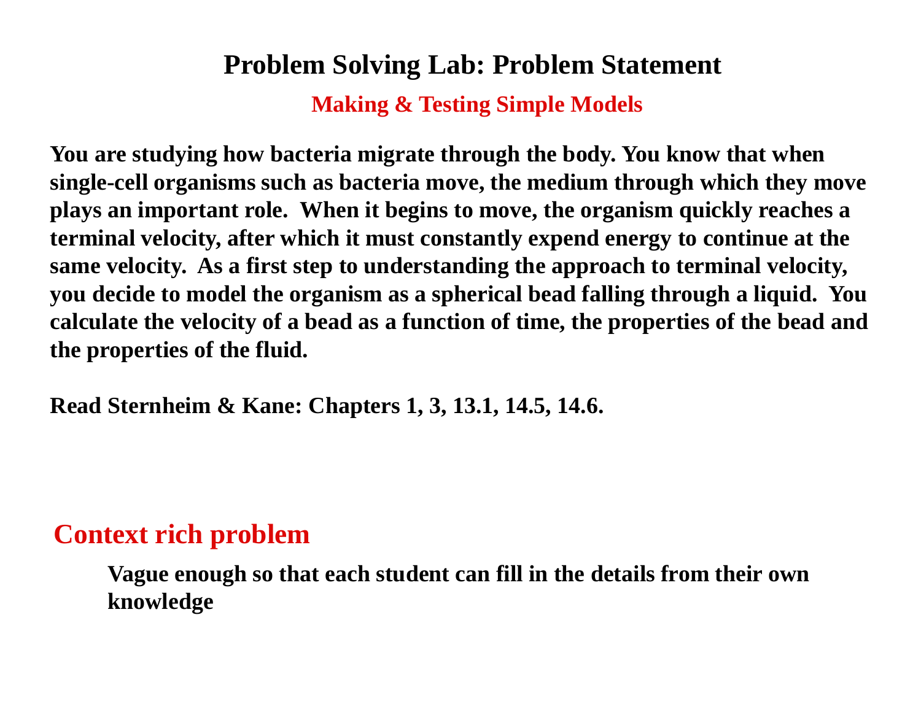# Problem Solving Lab: Problem Statement

## Making & Testing Simple Models

**You are studying how bacteria migrate through the body. You know that when single-cell organisms such as bacteria move, the medium through which they move plays an important role. When it begins to move, the organism quickly reaches a terminal velocity, after which it must constantly expend energy to continue at the same velocity. As a first step to understanding the approach to terminal velocity, you decide to model the organism as a spherical bead falling through a liquid. You calculate the velocity of a bead as a function of time, the properties of the bead and the properties of the fluid.**

**Read Sternheim & Kane: Chapters 1, 3, 13.1, 14.5, 14.6.**

## Context rich problem

**Vague enough so that each student can fill in the details from their own knowledge**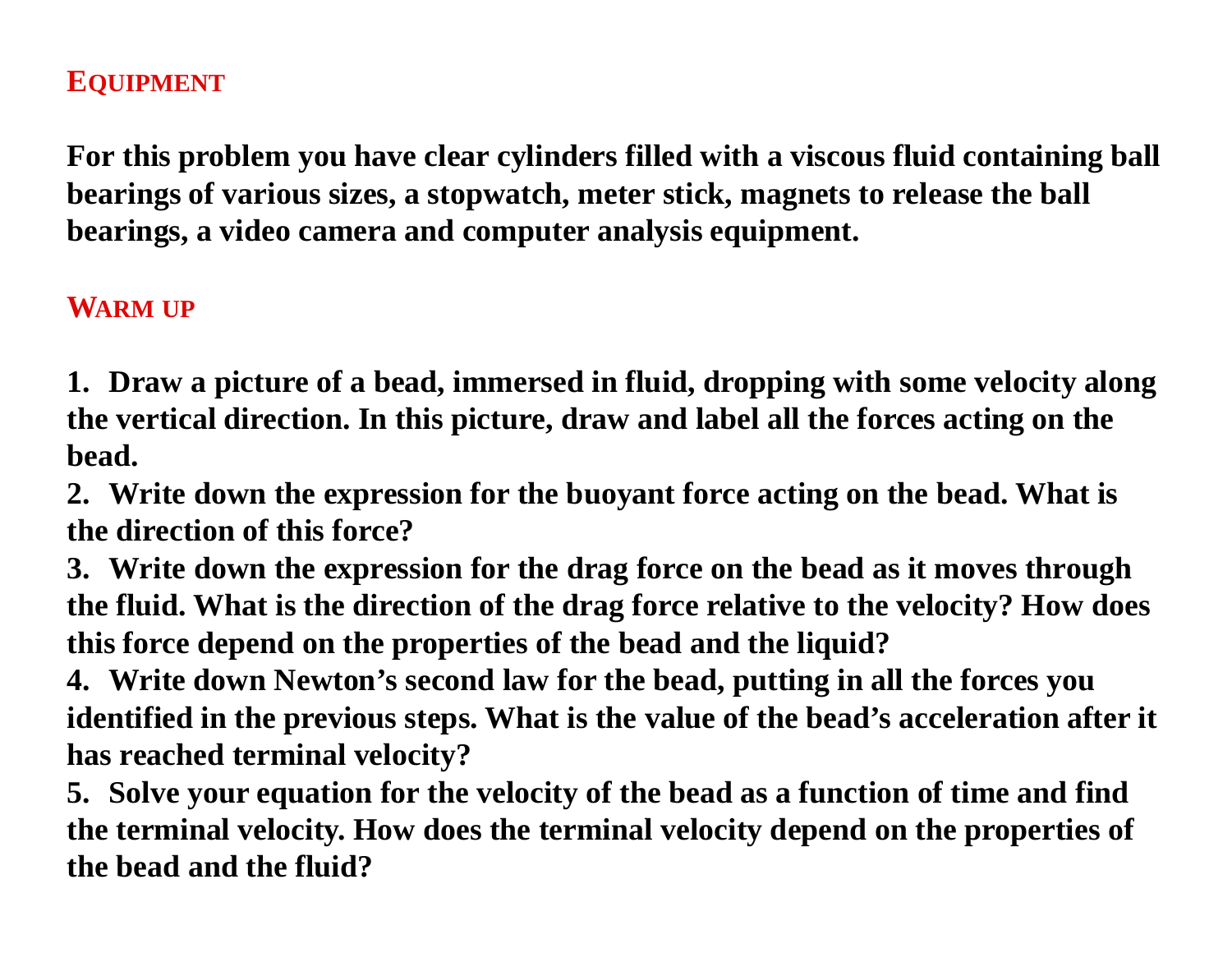## EQUIPMENT

**For this problem you have clear cylinders filled with a viscous fluid containing ball bearings of various sizes, a stopwatch, meter stick, magnets to release the ball bearings, a video camera and computer analysis equipment.**

## WARM UP

1. **Draw a picture of a bead, immersed in fluid, dropping with some velocity along the vertical direction. In this picture, draw and label all the forces acting on the bead.**
2. **Write down the expression for the buoyant force acting on the bead. What is the direction of this force?**
3. **Write down the expression for the drag force on the bead as it moves through the fluid. What is the direction of the drag force relative to the velocity? How does this force depend on the properties of the bead and the liquid?**
4. **Write down Newton's second law for the bead, putting in all the forces you identified in the previous steps. What is the value of the bead's acceleration after it has reached terminal velocity?**
5. **Solve your equation for the velocity of the bead as a function of time and find the terminal velocity. How does the terminal velocity depend on the properties of the bead and the fluid?**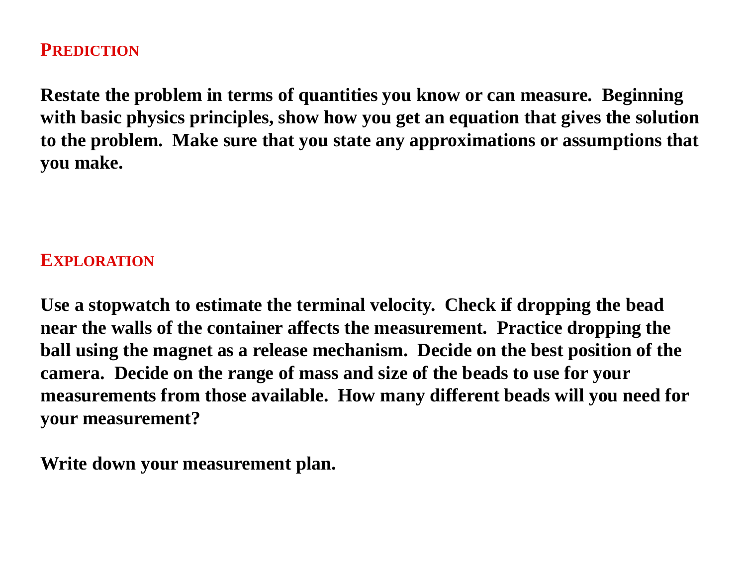## PREDICTION

**Restate the problem in terms of quantities you know or can measure. Beginning with basic physics principles, show how you get an equation that gives the solution to the problem. Make sure that you state any approximations or assumptions that you make.**

## EXPLORATION

**Use a stopwatch to estimate the terminal velocity. Check if dropping the bead near the walls of the container affects the measurement. Practice dropping the ball using the magnet as a release mechanism. Decide on the best position of the camera. Decide on the range of mass and size of the beads to use for your measurements from those available. How many different beads will you need for your measurement?**

**Write down your measurement plan.**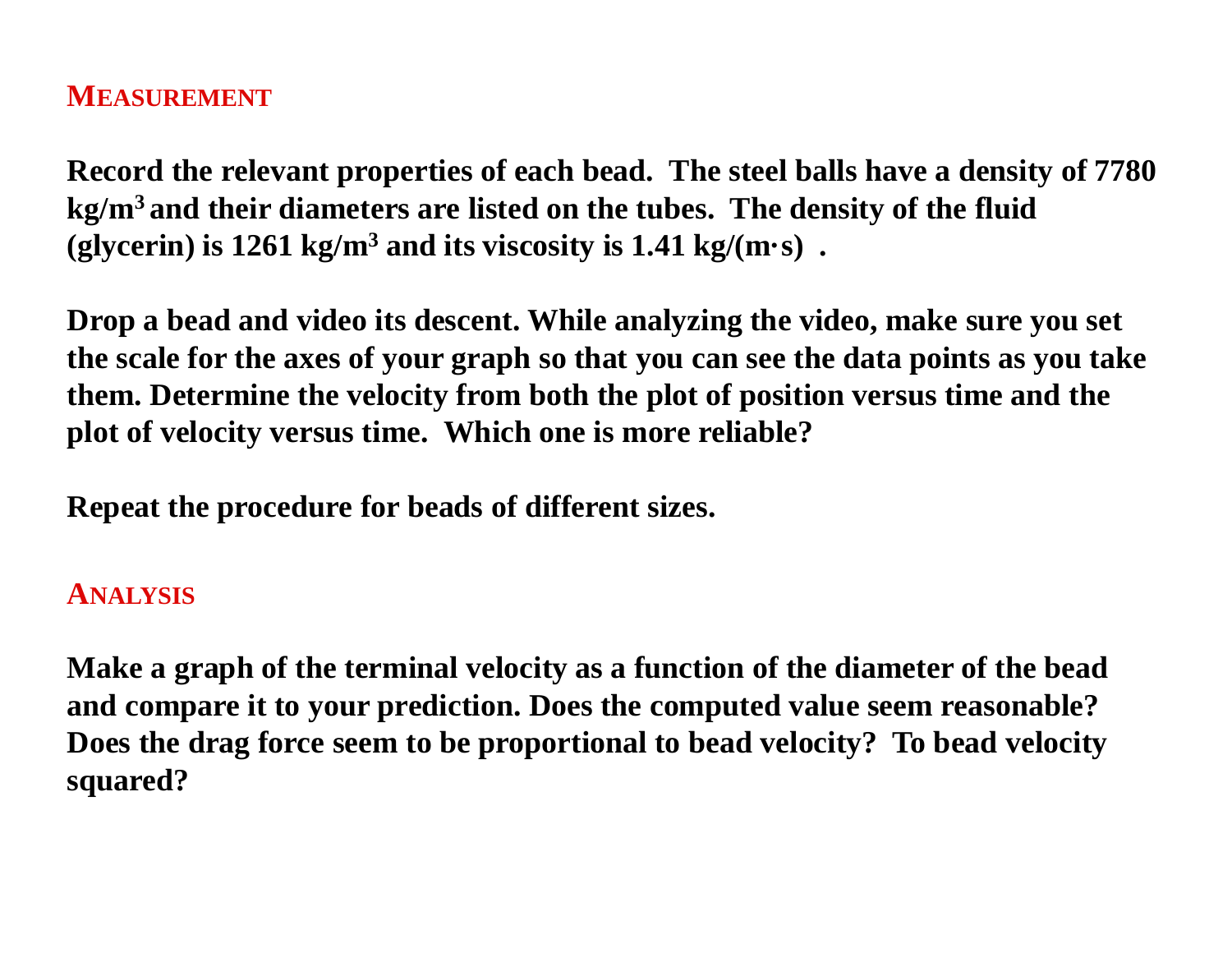## MEASUREMENT

**Record the relevant properties of each bead. The steel balls have a density of 7780 kg/m$^3$ and their diameters are listed on the tubes. The density of the fluid (glycerin) is 1261 kg/m$^3$ and its viscosity is 1.41 kg/(m·s) .**

**Drop a bead and video its descent. While analyzing the video, make sure you set the scale for the axes of your graph so that you can see the data points as you take them. Determine the velocity from both the plot of position versus time and the plot of velocity versus time. Which one is more reliable?**

**Repeat the procedure for beads of different sizes.**

## ANALYSIS

**Make a graph of the terminal velocity as a function of the diameter of the bead and compare it to your prediction. Does the computed value seem reasonable? Does the drag force seem to be proportional to bead velocity? To bead velocity squared?**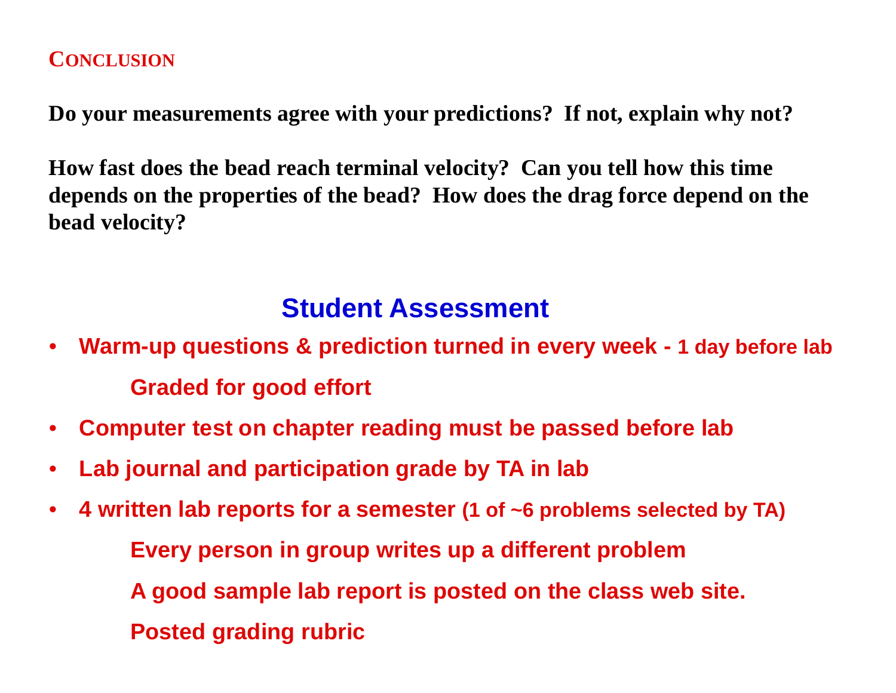## Conclusion

**Do your measurements agree with your predictions? If not, explain why not?**

**How fast does the bead reach terminal velocity? Can you tell how this time depends on the properties of the bead? How does the drag force depend on the bead velocity?**

## Student Assessment

- **Warm-up questions & prediction turned in every week - 1 day before lab**
  - **Graded for good effort**
- **Computer test on chapter reading must be passed before lab**
- **Lab journal and participation grade by TA in lab**
- **4 written lab reports for a semester (1 of ~6 problems selected by TA)**
  - **Every person in group writes up a different problem**
  - **A good sample lab report is posted on the class web site.**
  - **Posted grading rubric**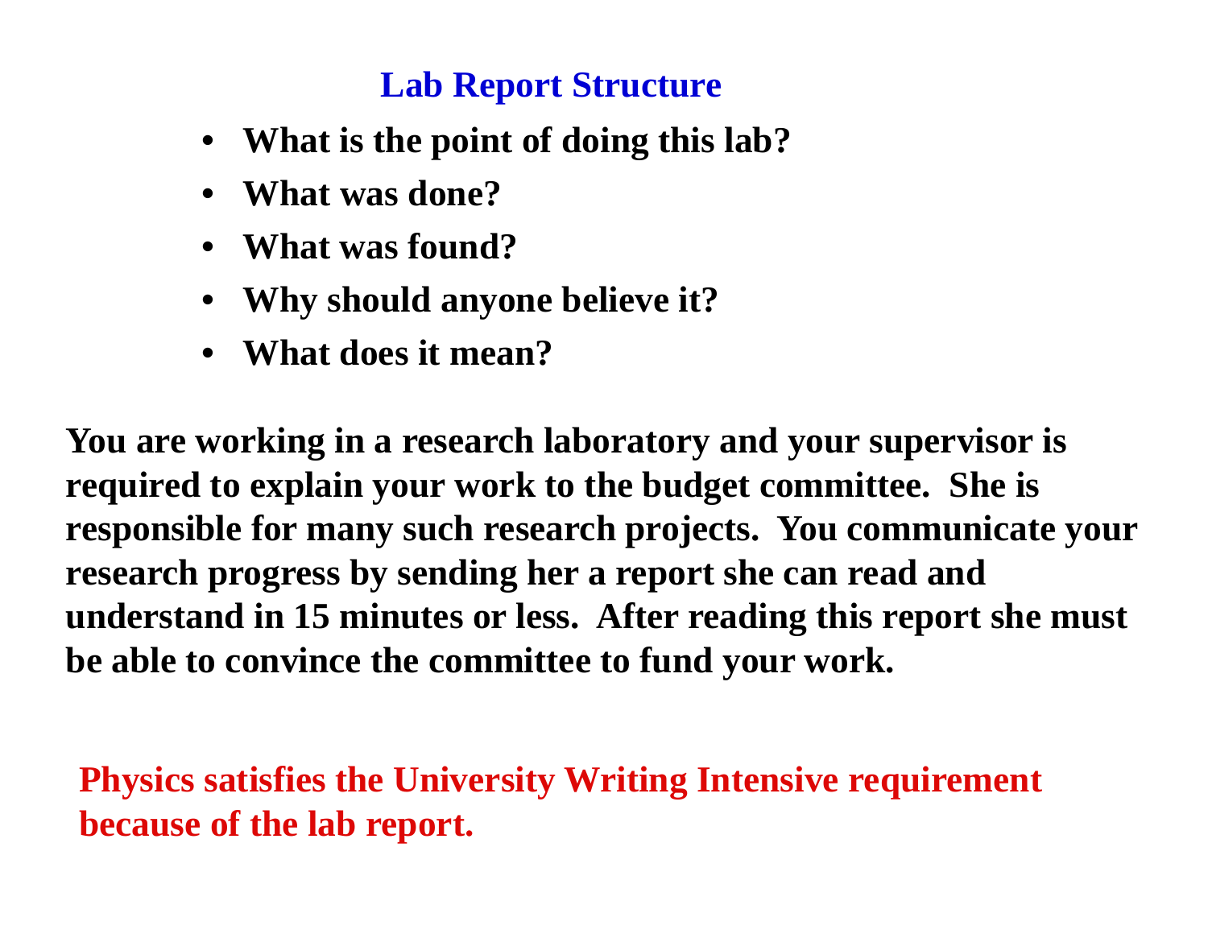## Lab Report Structure

- **What is the point of doing this lab?**
- **What was done?**
- **What was found?**
- **Why should anyone believe it?**
- **What does it mean?**

**You are working in a research laboratory and your supervisor is required to explain your work to the budget committee. She is responsible for many such research projects. You communicate your research progress by sending her a report she can read and understand in 15 minutes or less. After reading this report she must be able to convince the committee to fund your work.**

**Physics satisfies the University Writing Intensive requirement because of the lab report.**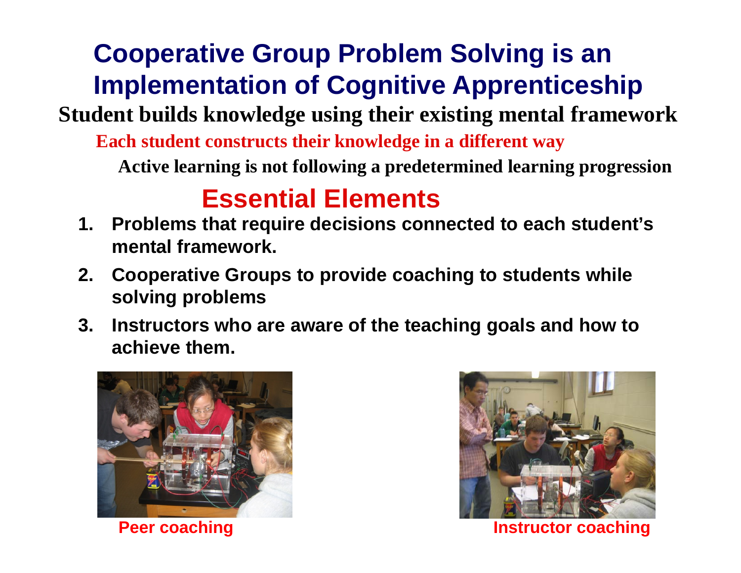# Cooperative Group Problem Solving is an Implementation of Cognitive Apprenticeship

**Student builds knowledge using their existing mental framework**

**Each student constructs their knowledge in a different way**

**Active learning is not following a predetermined learning progression**

## Essential Elements

1. **Problems that require decisions connected to each student's mental framework.**
2. **Cooperative Groups to provide coaching to students while solving problems**
3. **Instructors who are aware of the teaching goals and how to achieve them.**

**Peer coaching**

**Instructor coaching**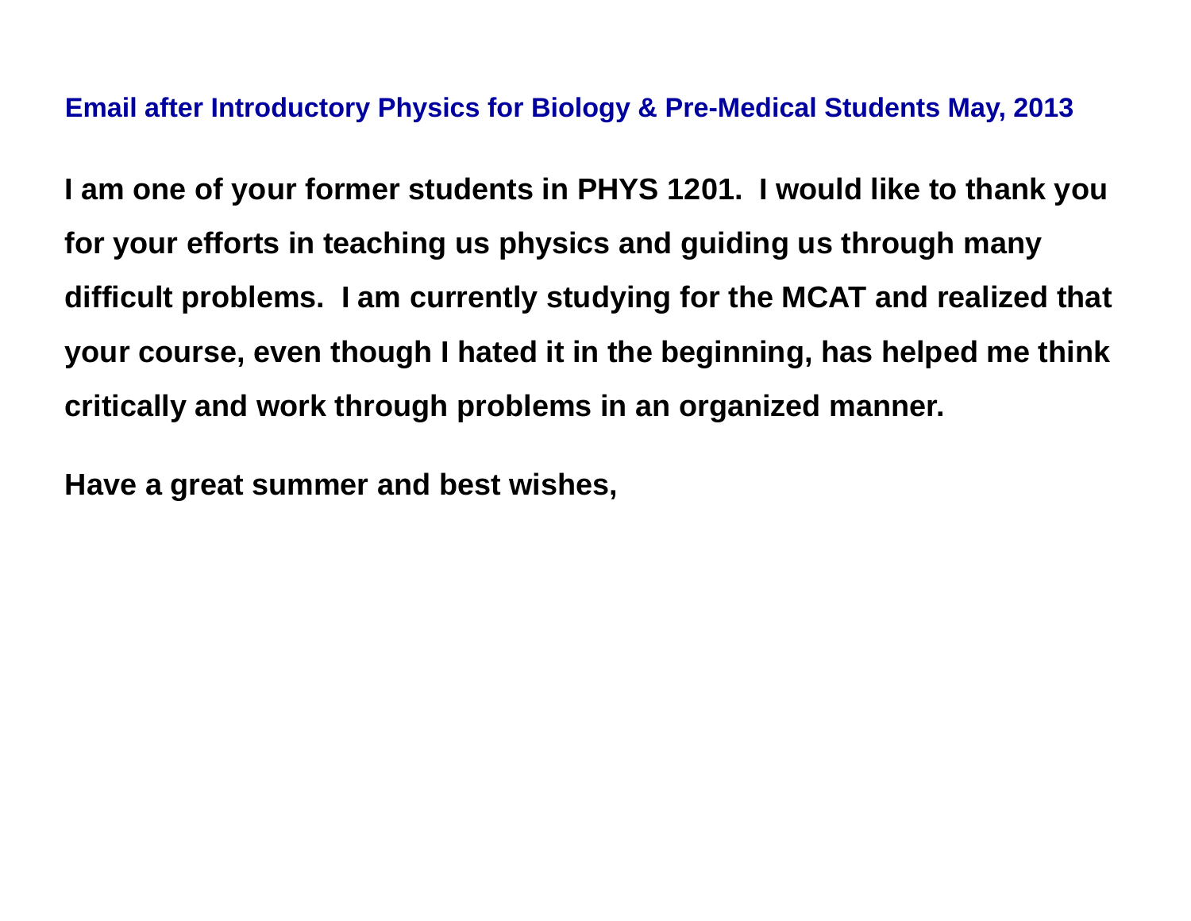## Email after Introductory Physics for Biology & Pre-Medical Students May, 2013

**I am one of your former students in PHYS 1201. I would like to thank you for your efforts in teaching us physics and guiding us through many difficult problems. I am currently studying for the MCAT and realized that your course, even though I hated it in the beginning, has helped me think critically and work through problems in an organized manner.**

**Have a great summer and best wishes,**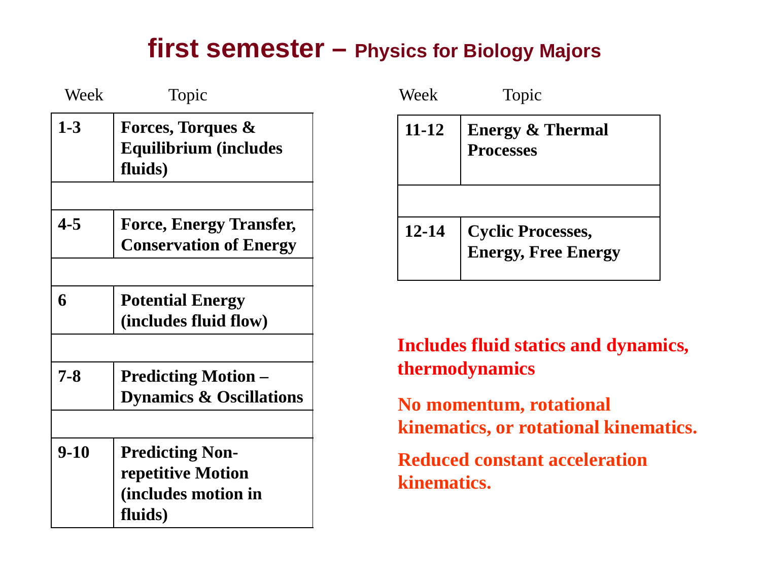# first semester – Physics for Biology Majors

| Week | Topic |
|---|---|
| 1-3 | **Forces, Torques & Equilibrium (includes fluids)** |
| 4-5 | **Force, Energy Transfer, Conservation of Energy** |
| 6 | **Potential Energy (includes fluid flow)** |
| 7-8 | **Predicting Motion – Dynamics & Oscillations** |
| 9-10 | **Predicting Non-repetitive Motion (includes motion in fluids)** |

| Week | Topic |
|---|---|
| 11-12 | **Energy & Thermal Processes** |
| 12-14 | **Cyclic Processes, Energy, Free Energy** |

**Includes fluid statics and dynamics, thermodynamics**

**No momentum, rotational kinematics, or rotational kinematics.**

**Reduced constant acceleration kinematics.**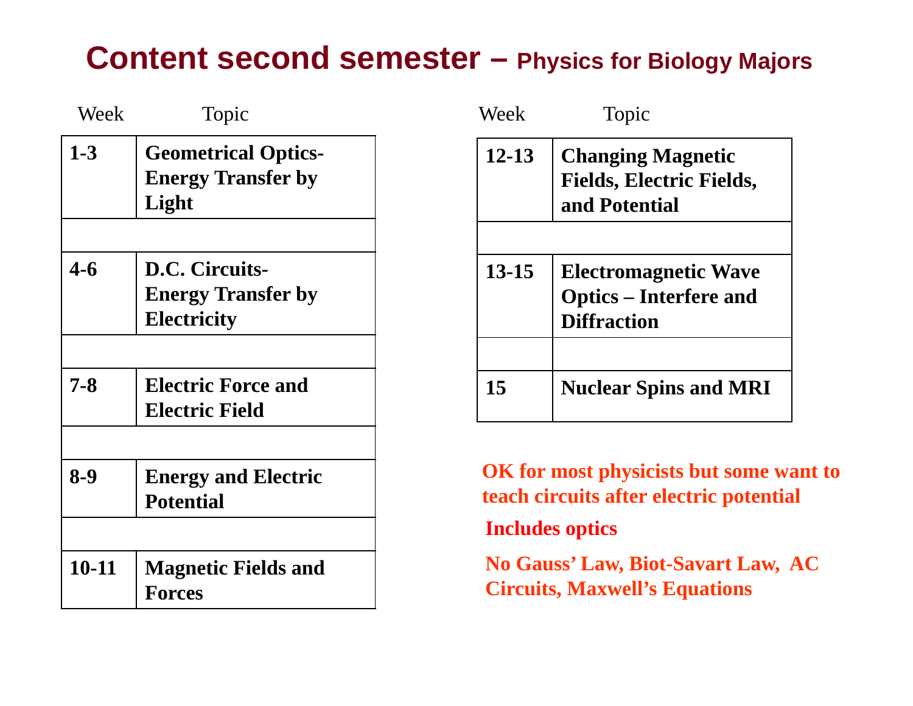# Content second semester – Physics for Biology Majors

| Week | Topic |
|---|---|
| 1-3 | **Geometrical Optics-Energy Transfer by Light** |
| 4-6 | **D.C. Circuits-Energy Transfer by Electricity** |
| 7-8 | **Electric Force and Electric Field** |
| 8-9 | **Energy and Electric Potential** |
| 10-11 | **Magnetic Fields and Forces** |

| Week | Topic |
|---|---|
| 12-13 | **Changing Magnetic Fields, Electric Fields, and Potential** |
| 13-15 | **Electromagnetic Wave Optics – Interfere and Diffraction** |
| 15 | **Nuclear Spins and MRI** |

**OK for most physicists but some want to teach circuits after electric potential**

**Includes optics**

**No Gauss' Law, Biot-Savart Law, AC Circuits, Maxwell's Equations**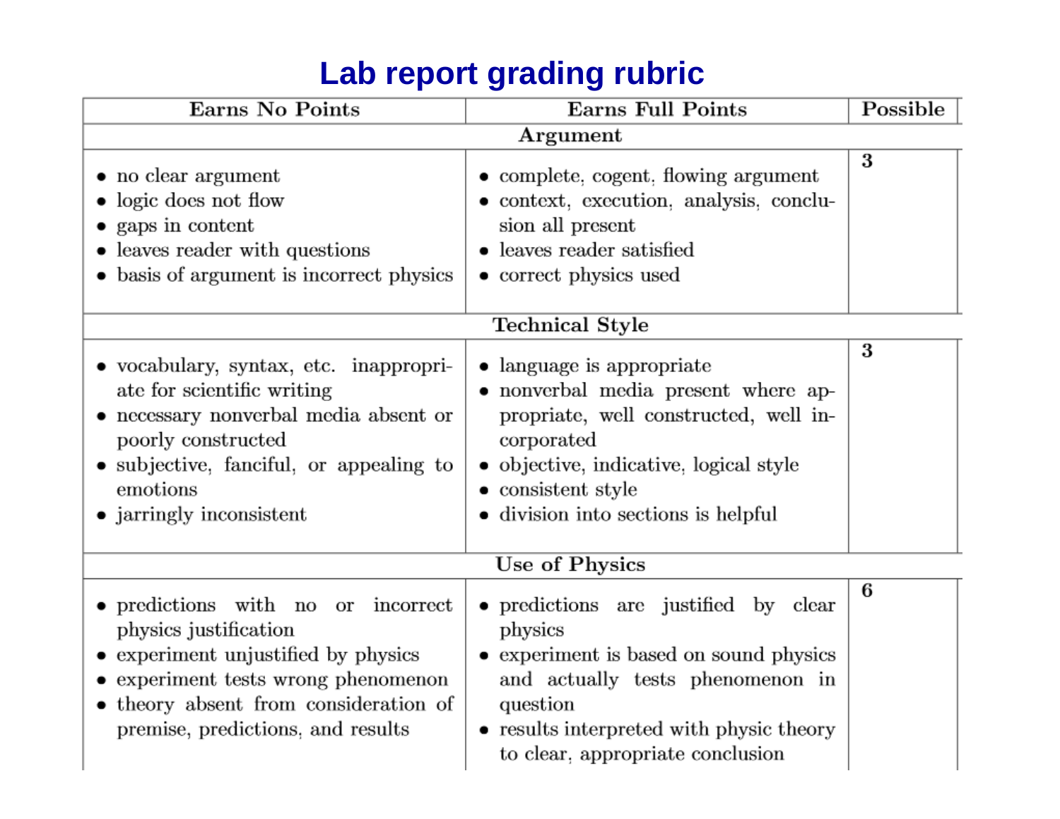# Lab report grading rubric

| Earns No Points | Earns Full Points | Possible |
| --- | --- | --- |
| **Argument** | | |
| • no clear argument<br>• logic does not flow<br>• gaps in content<br>• leaves reader with questions<br>• basis of argument is incorrect physics | • complete, cogent, flowing argument<br>• context, execution, analysis, conclusion all present<br>• leaves reader satisfied<br>• correct physics used | **3** |
| **Technical Style** | | |
| • vocabulary, syntax, etc. inappropriate for scientific writing<br>• necessary nonverbal media absent or poorly constructed<br>• subjective, fanciful, or appealing to emotions<br>• jarringly inconsistent | • language is appropriate<br>• nonverbal media present where appropriate, well constructed, well incorporated<br>• objective, indicative, logical style<br>• consistent style<br>• division into sections is helpful | **3** |
| **Use of Physics** | | |
| • predictions with no or incorrect physics justification<br>• experiment unjustified by physics<br>• experiment tests wrong phenomenon<br>• theory absent from consideration of premise, predictions, and results | • predictions are justified by clear physics<br>• experiment is based on sound physics and actually tests phenomenon in question<br>• results interpreted with physic theory to clear, appropriate conclusion | **6** |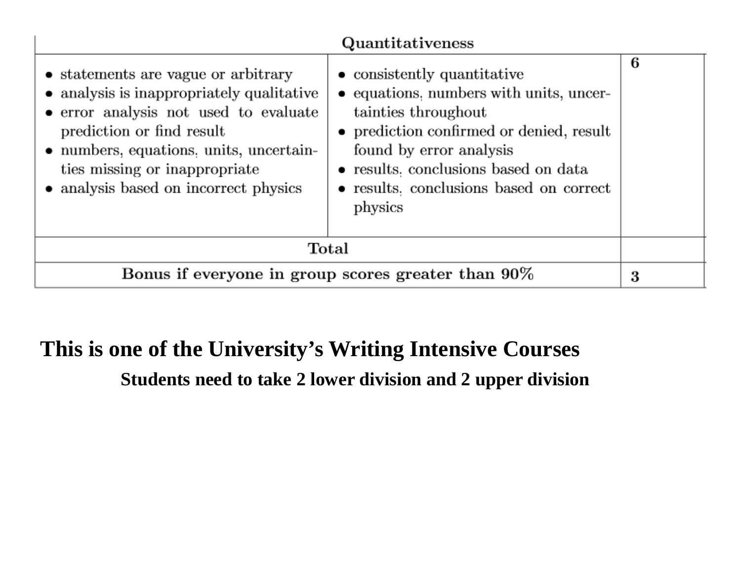| Quantitativeness | | | |
|---|---|---|---|
| • statements are vague or arbitrary<br>• analysis is inappropriately qualitative<br>• error analysis not used to evaluate prediction or find result<br>• numbers, equations, units, uncertainties missing or inappropriate<br>• analysis based on incorrect physics | • consistently quantitative<br>• equations, numbers with units, uncertainties throughout<br>• prediction confirmed or denied, result found by error analysis<br>• results, conclusions based on data<br>• results, conclusions based on correct physics | **6** | |
| Total | | | |
| **Bonus if everyone in group scores greater than 90%** | | **3** | |

**This is one of the University's Writing Intensive Courses**

**Students need to take 2 lower division and 2 upper division**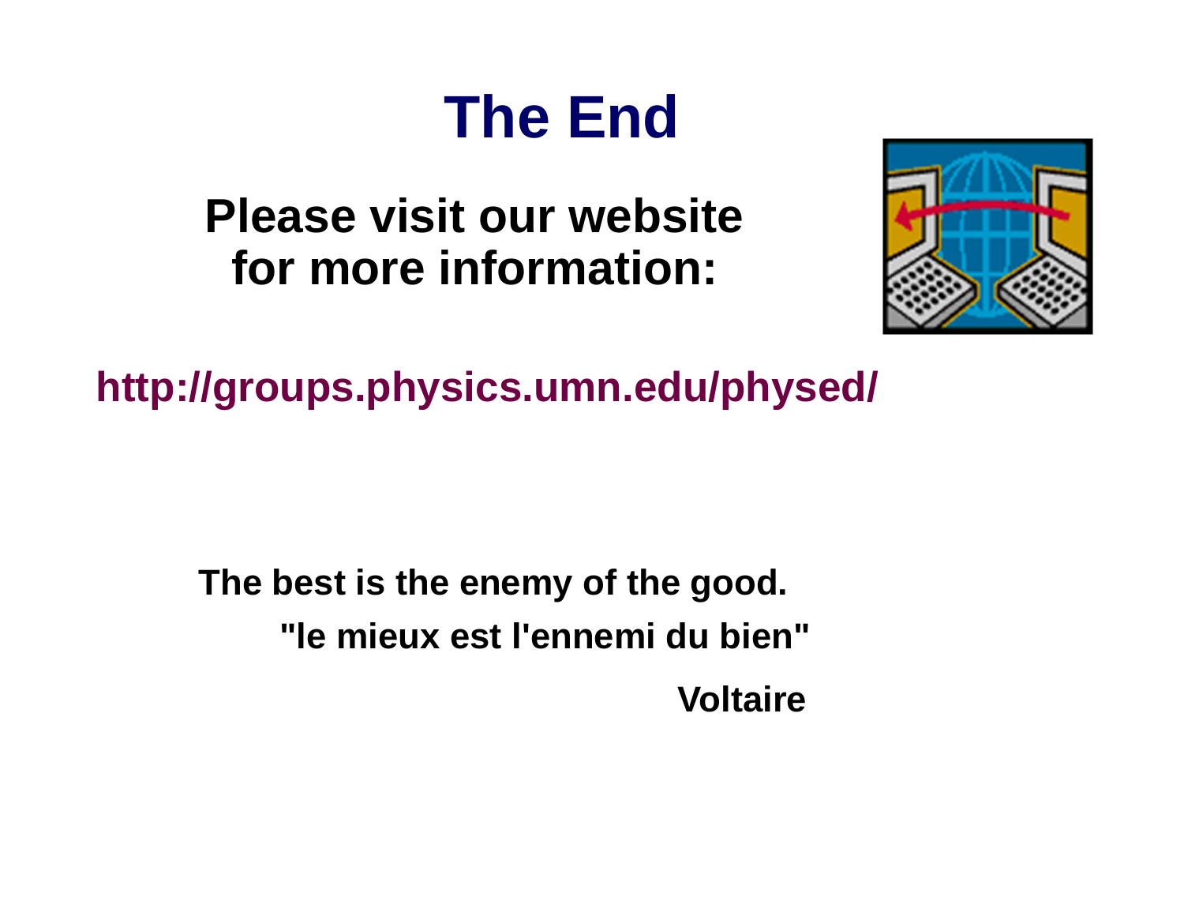# The End

**Please visit our website for more information:**

**http://groups.physics.umn.edu/physed/**

**The best is the enemy of the good.**

**"le mieux est l'ennemi du bien"**

**Voltaire**